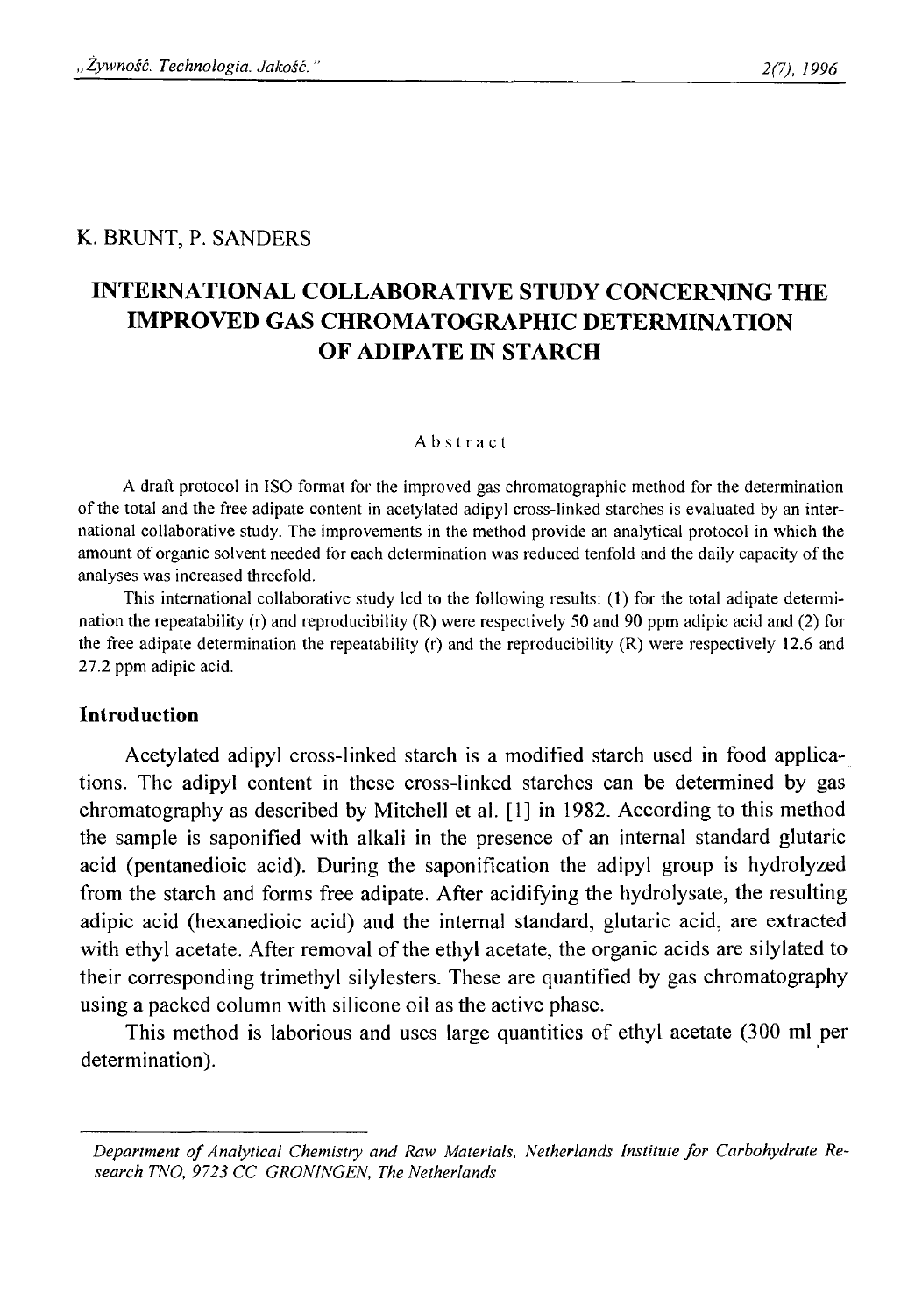K. BRUNT, P. SANDERS

# INTERNATIONAL COLLABORATIVE STUDY CONCERNING THE IMPROVED GAS CHROMATOGRAPHIC DETERMINATION OF ADIPATE IN STARCH

## Abstract

A draft protocol in ISO format for the improved gas chromatographic method for the determination of the total and the free adipate content in acetylated adipyl cross-linked starches is evaluated by an international collaborative study. The improvements in the method provide an analytical protocol in which the amount of organic solvent needed for each determination was reduced tenfold and the daily capacity of the analyses was increased threefold.

This international collaborative study led to the following results: (1) for the total adipate determination the repeatability (r) and reproducibility (R) were respectively 50 and 90 ppm adipic acid and (2) for the free adipate determination the repeatability (r) and the reproducibility (R) were respectively 12.6 and 27.2 ppm adipic acid.

## Introduction

Acetylated adipyl cross-linked starch is a modified starch used in food applications. The adipyl content in these cross-linked starches can be determined by gas chromatography as described by Mitchell et al. [1] in 1982. According to this method the sample is saponified with alkali in the presence of an internal standard glutaric acid (pentanedioic acid). During the saponification the adipyl group is hydrolyzed from the starch and forms free adipate. After acidifying the hydrolysate, the resulting adipic acid (hexanedioic acid) and the internal standard, glutaric acid, are extracted with ethyl acetate. After removal of the ethyl acetate, the organic acids are silylated to their corresponding trimethyl silylesters. These are quantified by gas chromatography using a packed column with silicone oil as the active phase.

This method is laborious and uses large quantities of ethyl acetate (300 ml per determination).

---

*Department of Analytical Chemistry and Raw Materials, Netherlands Institute for Carbohydrate Research TNO, 9723 CC GRONINGEN, The Netherlands*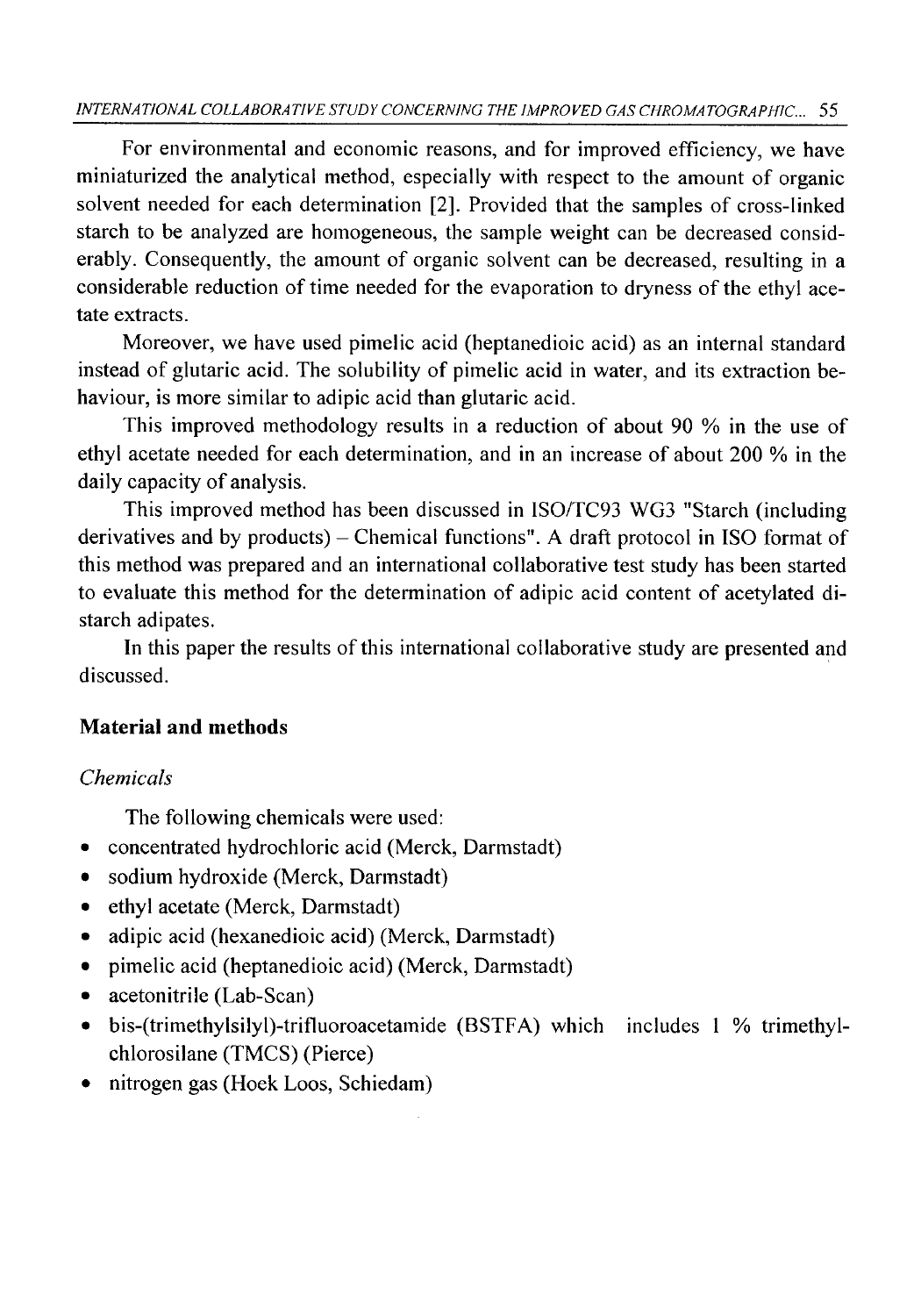For environmental and economic reasons, and for improved efficiency, we have miniaturized the analytical method, especially with respect to the amount of organic solvent needed for each determination [2]. Provided that the samples of cross-linked starch to be analyzed are homogeneous, the sample weight can be decreased considerably. Consequently, the amount of organic solvent can be decreased, resulting in a considerable reduction of time needed for the evaporation to dryness of the ethyl acetate extracts.

Moreover, we have used pimelic acid (heptanedioic acid) as an internal standard instead of glutaric acid. The solubility of pimelic acid in water, and its extraction behaviour, is more similar to adipic acid than glutaric acid.

This improved methodology results in a reduction of about 90 % in the use of ethyl acetate needed for each determination, and in an increase of about 200 % in the daily capacity of analysis.

This improved method has been discussed in ISO/TC93 WG3 "Starch (including derivatives and by products) – Chemical functions". A draft protocol in ISO format of this method was prepared and an international collaborative test study has been started to evaluate this method for the determination of adipic acid content of acetylated distarch adipates.

In this paper the results of this international collaborative study are presented and discussed.

## Material and methods

### *Chemicals*

The following chemicals were used:

- concentrated hydrochloric acid (Merck, Darmstadt)
- sodium hydroxide (Merck, Darmstadt)
- ethyl acetate (Merck, Darmstadt)
- adipic acid (hexanedioic acid) (Merck, Darmstadt)
- pimelic acid (heptanedioic acid) (Merck, Darmstadt)
- acetonitrile (Lab-Scan)
- bis-(trimethylsilyl)-trifluoroacetamide (BSTFA) which includes 1 % trimethylchlorosilane (TMCS) (Pierce)
- nitrogen gas (Hoek Loos, Schiedam)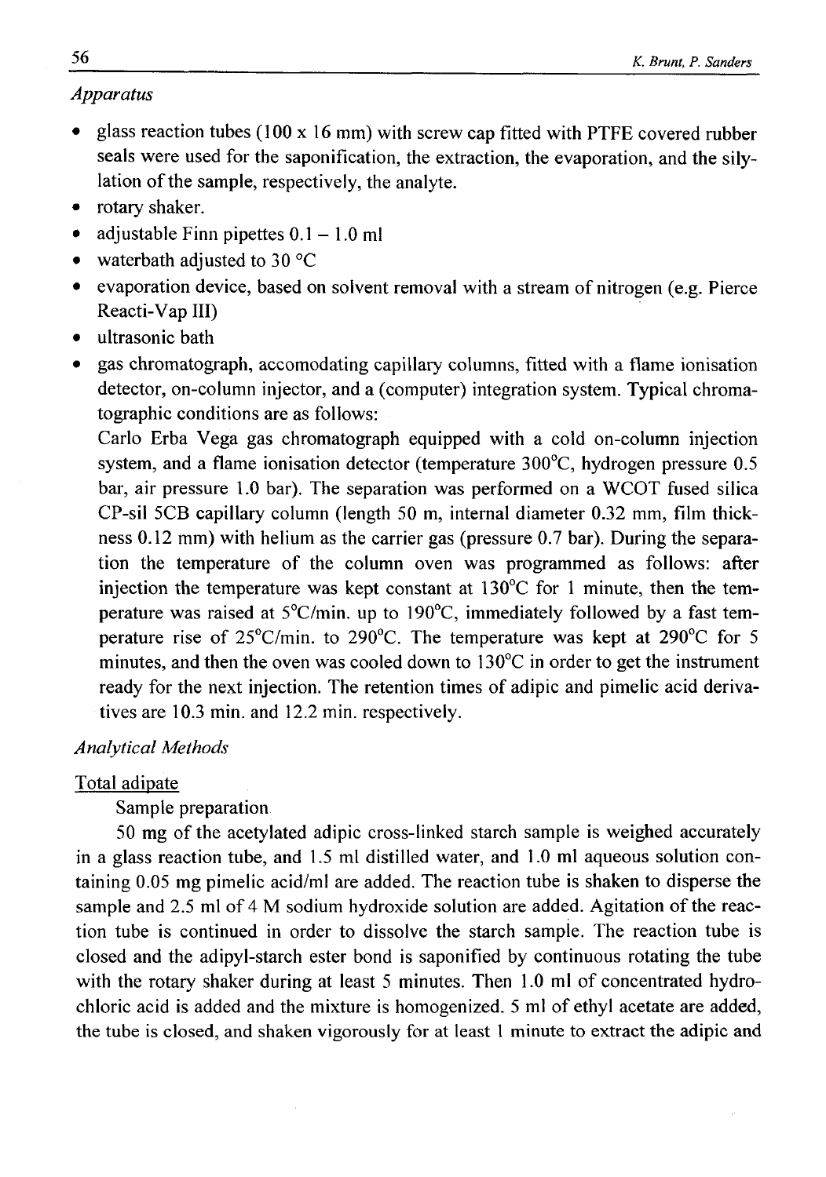*Apparatus*

- glass reaction tubes (100 x 16 mm) with screw cap fitted with PTFE covered rubber seals were used for the saponification, the extraction, the evaporation, and the silylation of the sample, respectively, the analyte.
- rotary shaker.
- adjustable Finn pipettes 0.1 – 1.0 ml
- waterbath adjusted to 30 °C
- evaporation device, based on solvent removal with a stream of nitrogen (e.g. Pierce Reacti-Vap III)
- ultrasonic bath
- gas chromatograph, accomodating capillary columns, fitted with a flame ionisation detector, on-column injector, and a (computer) integration system. Typical chromatographic conditions are as follows:
  Carlo Erba Vega gas chromatograph equipped with a cold on-column injection system, and a flame ionisation detector (temperature 300°C, hydrogen pressure 0.5 bar, air pressure 1.0 bar). The separation was performed on a WCOT fused silica CP-sil 5CB capillary column (length 50 m, internal diameter 0.32 mm, film thickness 0.12 mm) with helium as the carrier gas (pressure 0.7 bar). During the separation the temperature of the column oven was programmed as follows: after injection the temperature was kept constant at 130°C for 1 minute, then the temperature was raised at 5°C/min. up to 190°C, immediately followed by a fast temperature rise of 25°C/min. to 290°C. The temperature was kept at 290°C for 5 minutes, and then the oven was cooled down to 130°C in order to get the instrument ready for the next injection. The retention times of adipic and pimelic acid derivatives are 10.3 min. and 12.2 min. respectively.

*Analytical Methods*

Total adipate

Sample preparation

50 mg of the acetylated adipic cross-linked starch sample is weighed accurately in a glass reaction tube, and 1.5 ml distilled water, and 1.0 ml aqueous solution containing 0.05 mg pimelic acid/ml are added. The reaction tube is shaken to disperse the sample and 2.5 ml of 4 M sodium hydroxide solution are added. Agitation of the reaction tube is continued in order to dissolve the starch sample. The reaction tube is closed and the adipyl-starch ester bond is saponified by continuous rotating the tube with the rotary shaker during at least 5 minutes. Then 1.0 ml of concentrated hydrochloric acid is added and the mixture is homogenized. 5 ml of ethyl acetate are added, the tube is closed, and shaken vigorously for at least 1 minute to extract the adipic and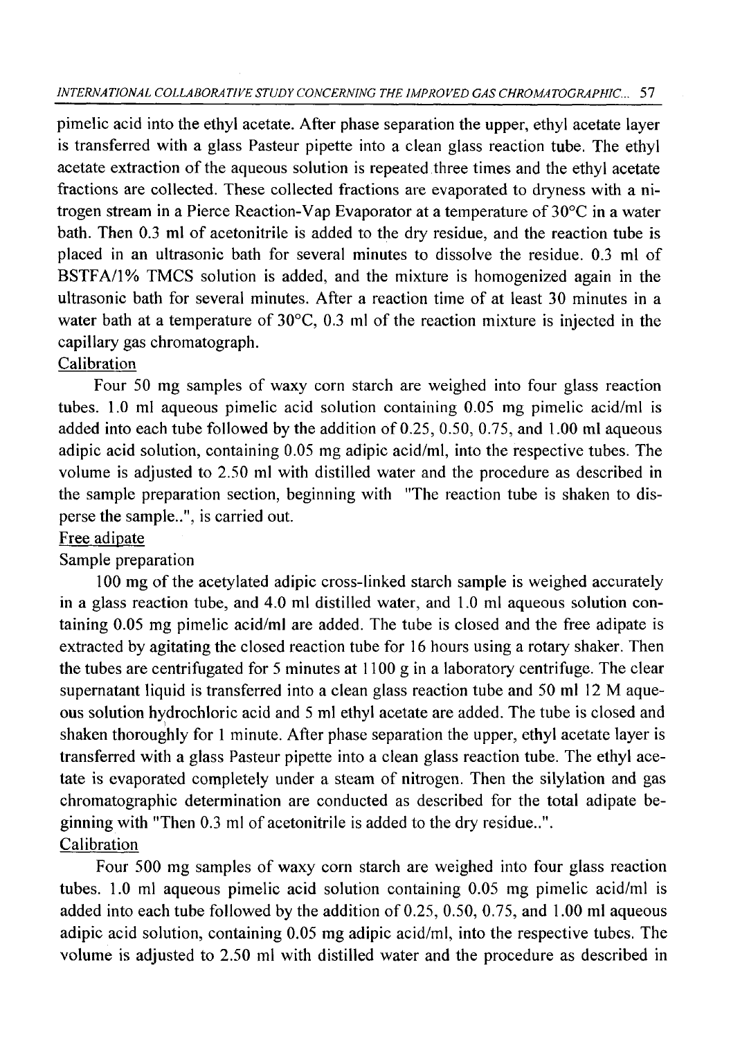pimelic acid into the ethyl acetate. After phase separation the upper, ethyl acetate layer is transferred with a glass Pasteur pipette into a clean glass reaction tube. The ethyl acetate extraction of the aqueous solution is repeated three times and the ethyl acetate fractions are collected. These collected fractions are evaporated to dryness with a nitrogen stream in a Pierce Reaction-Vap Evaporator at a temperature of 30°C in a water bath. Then 0.3 ml of acetonitrile is added to the dry residue, and the reaction tube is placed in an ultrasonic bath for several minutes to dissolve the residue. 0.3 ml of BSTFA/1% TMCS solution is added, and the mixture is homogenized again in the ultrasonic bath for several minutes. After a reaction time of at least 30 minutes in a water bath at a temperature of 30°C, 0.3 ml of the reaction mixture is injected in the capillary gas chromatograph.

Calibration

Four 50 mg samples of waxy corn starch are weighed into four glass reaction tubes. 1.0 ml aqueous pimelic acid solution containing 0.05 mg pimelic acid/ml is added into each tube followed by the addition of 0.25, 0.50, 0.75, and 1.00 ml aqueous adipic acid solution, containing 0.05 mg adipic acid/ml, into the respective tubes. The volume is adjusted to 2.50 ml with distilled water and the procedure as described in the sample preparation section, beginning with "The reaction tube is shaken to disperse the sample..", is carried out.

Free adipate

Sample preparation

100 mg of the acetylated adipic cross-linked starch sample is weighed accurately in a glass reaction tube, and 4.0 ml distilled water, and 1.0 ml aqueous solution containing 0.05 mg pimelic acid/ml are added. The tube is closed and the free adipate is extracted by agitating the closed reaction tube for 16 hours using a rotary shaker. Then the tubes are centrifugated for 5 minutes at 1100 g in a laboratory centrifuge. The clear supernatant liquid is transferred into a clean glass reaction tube and 50 ml 12 M aqueous solution hydrochloric acid and 5 ml ethyl acetate are added. The tube is closed and shaken thoroughly for 1 minute. After phase separation the upper, ethyl acetate layer is transferred with a glass Pasteur pipette into a clean glass reaction tube. The ethyl acetate is evaporated completely under a steam of nitrogen. Then the silylation and gas chromatographic determination are conducted as described for the total adipate beginning with "Then 0.3 ml of acetonitrile is added to the dry residue..".

Calibration

Four 500 mg samples of waxy corn starch are weighed into four glass reaction tubes. 1.0 ml aqueous pimelic acid solution containing 0.05 mg pimelic acid/ml is added into each tube followed by the addition of 0.25, 0.50, 0.75, and 1.00 ml aqueous adipic acid solution, containing 0.05 mg adipic acid/ml, into the respective tubes. The volume is adjusted to 2.50 ml with distilled water and the procedure as described in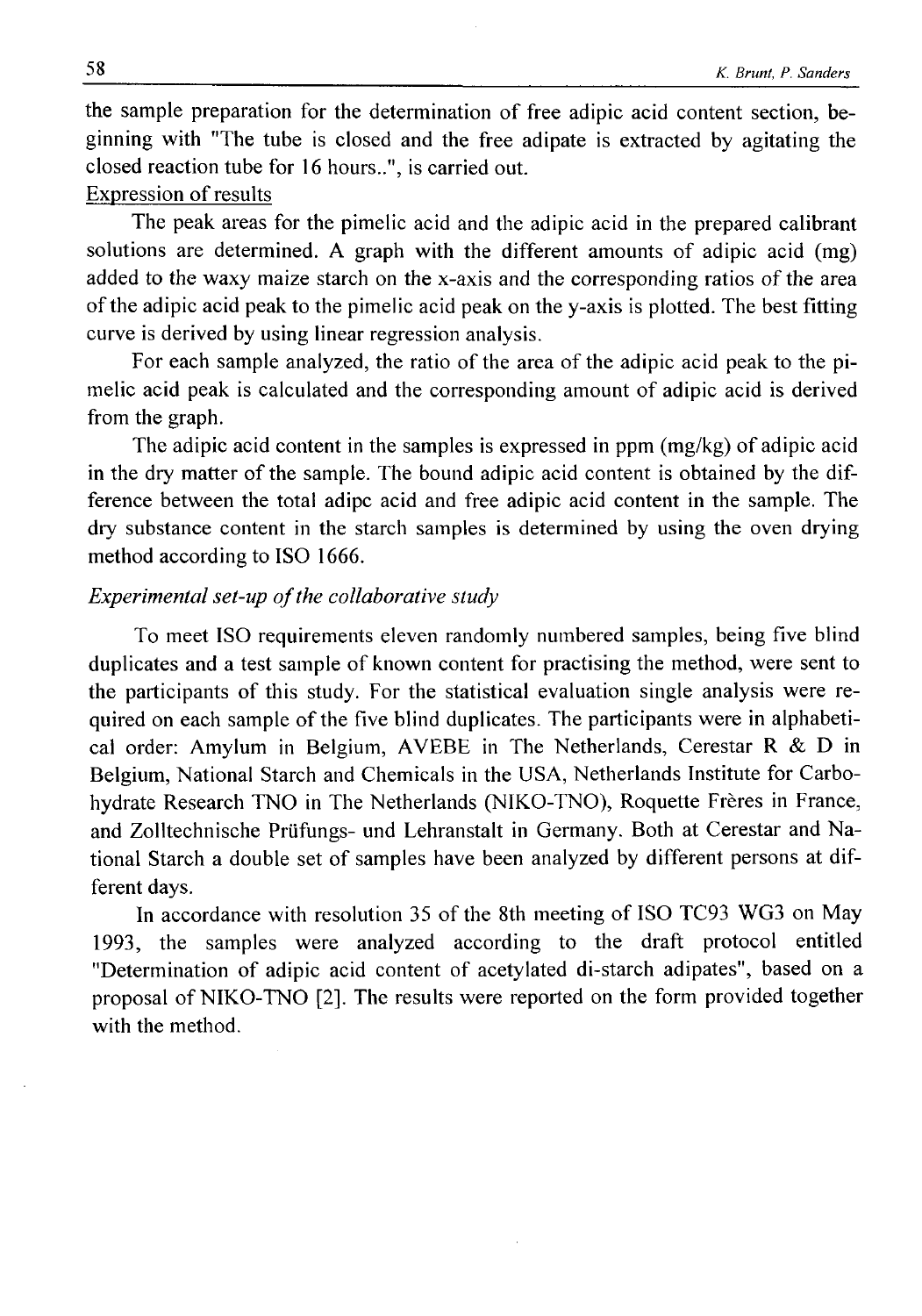the sample preparation for the determination of free adipic acid content section, beginning with "The tube is closed and the free adipate is extracted by agitating the closed reaction tube for 16 hours..", is carried out.

Expression of results

The peak areas for the pimelic acid and the adipic acid in the prepared calibrant solutions are determined. A graph with the different amounts of adipic acid (mg) added to the waxy maize starch on the x-axis and the corresponding ratios of the area of the adipic acid peak to the pimelic acid peak on the y-axis is plotted. The best fitting curve is derived by using linear regression analysis.

For each sample analyzed, the ratio of the area of the adipic acid peak to the pimelic acid peak is calculated and the corresponding amount of adipic acid is derived from the graph.

The adipic acid content in the samples is expressed in ppm (mg/kg) of adipic acid in the dry matter of the sample. The bound adipic acid content is obtained by the difference between the total adipc acid and free adipic acid content in the sample. The dry substance content in the starch samples is determined by using the oven drying method according to ISO 1666.

*Experimental set-up of the collaborative study*

To meet ISO requirements eleven randomly numbered samples, being five blind duplicates and a test sample of known content for practising the method, were sent to the participants of this study. For the statistical evaluation single analysis were required on each sample of the five blind duplicates. The participants were in alphabetical order: Amylum in Belgium, AVEBE in The Netherlands, Cerestar R & D in Belgium, National Starch and Chemicals in the USA, Netherlands Institute for Carbohydrate Research TNO in The Netherlands (NIKO-TNO), Roquette Frères in France, and Zolltechnische Prüfungs- und Lehranstalt in Germany. Both at Cerestar and National Starch a double set of samples have been analyzed by different persons at different days.

In accordance with resolution 35 of the 8th meeting of ISO TC93 WG3 on May 1993, the samples were analyzed according to the draft protocol entitled "Determination of adipic acid content of acetylated di-starch adipates", based on a proposal of NIKO-TNO [2]. The results were reported on the form provided together with the method.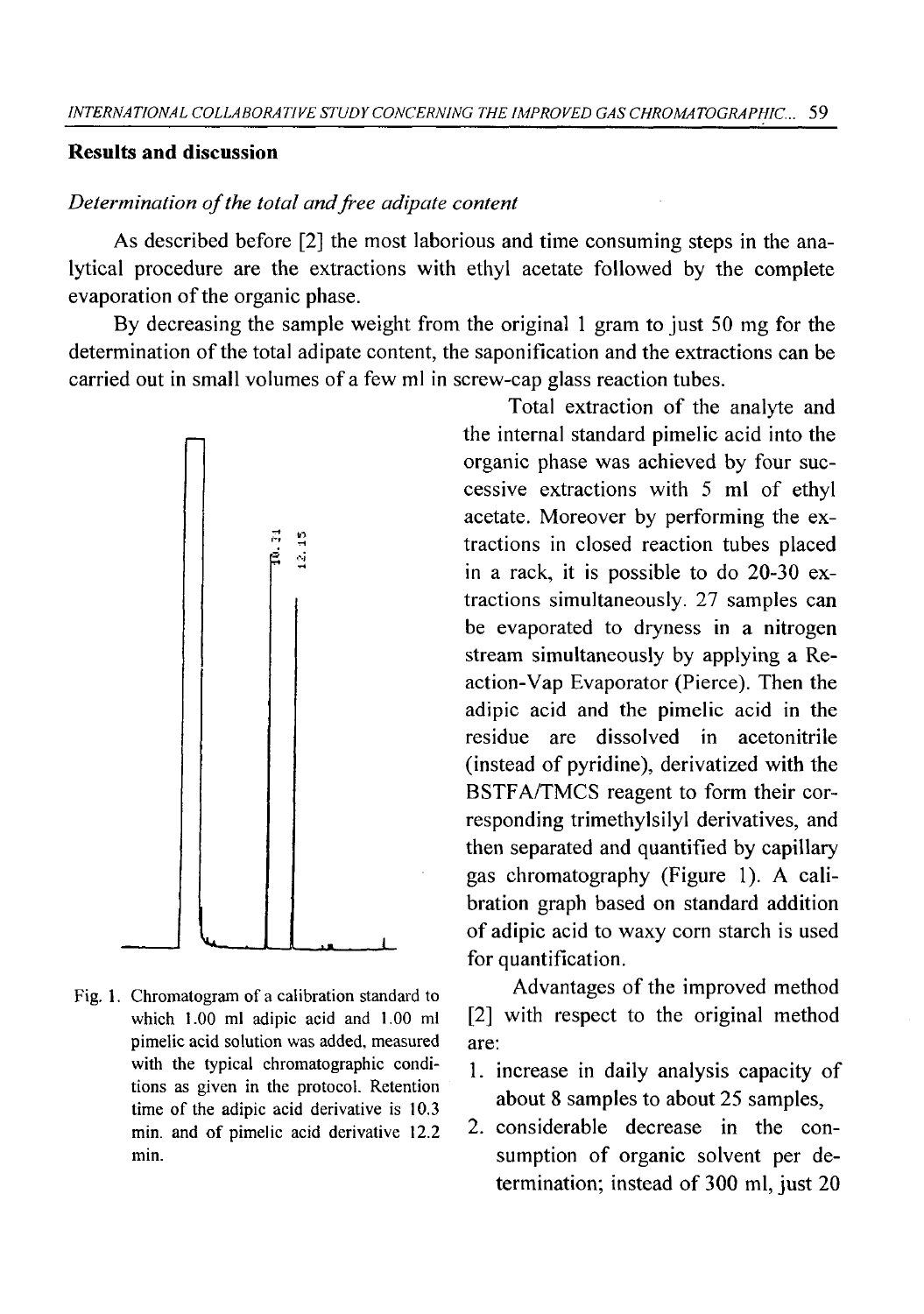## Results and discussion

### *Determination of the total and free adipate content*

As described before [2] the most laborious and time consuming steps in the analytical procedure are the extractions with ethyl acetate followed by the complete evaporation of the organic phase.

By decreasing the sample weight from the original 1 gram to just 50 mg for the determination of the total adipate content, the saponification and the extractions can be carried out in small volumes of a few ml in screw-cap glass reaction tubes.

Total extraction of the analyte and the internal standard pimelic acid into the organic phase was achieved by four successive extractions with 5 ml of ethyl acetate. Moreover by performing the extractions in closed reaction tubes placed in a rack, it is possible to do 20-30 extractions simultaneously. 27 samples can be evaporated to dryness in a nitrogen stream simultaneously by applying a Reaction-Vap Evaporator (Pierce). Then the adipic acid and the pimelic acid in the residue are dissolved in acetonitrile (instead of pyridine), derivatized with the BSTFA/TMCS reagent to form their corresponding trimethylsilyl derivatives, and then separated and quantified by capillary gas chromatography (Figure 1). A calibration graph based on standard addition of adipic acid to waxy corn starch is used for quantification.

Fig. 1. Chromatogram of a calibration standard to which 1.00 ml adipic acid and 1.00 ml pimelic acid solution was added, measured with the typical chromatographic conditions as given in the protocol. Retention time of the adipic acid derivative is 10.3 min. and of pimelic acid derivative 12.2 min.

Advantages of the improved method [2] with respect to the original method are:

1. increase in daily analysis capacity of about 8 samples to about 25 samples,
2. considerable decrease in the consumption of organic solvent per determination; instead of 300 ml, just 20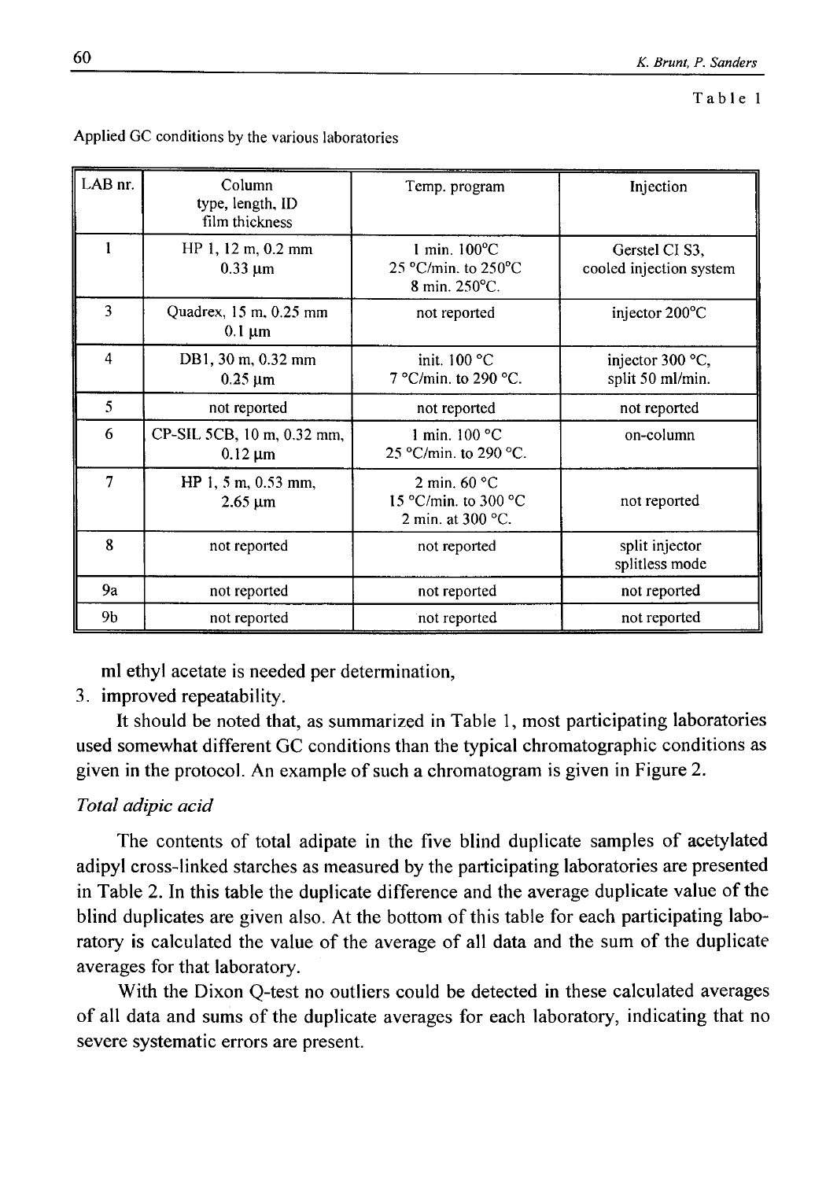Table 1

Applied GC conditions by the various laboratories

| LAB nr. | Column type, length, ID film thickness | Temp. program | Injection |
|---|---|---|---|
| 1 | HP 1, 12 m, 0.2 mm 0.33 µm | 1 min. 100°C 25 °C/min. to 250°C 8 min. 250°C. | Gerstel CI S3, cooled injection system |
| 3 | Quadrex, 15 m, 0.25 mm 0.1 µm | not reported | injector 200°C |
| 4 | DB1, 30 m, 0.32 mm 0.25 µm | init. 100 °C 7 °C/min. to 290 °C. | injector 300 °C, split 50 ml/min. |
| 5 | not reported | not reported | not reported |
| 6 | CP-SIL 5CB, 10 m, 0.32 mm, 0.12 µm | 1 min. 100 °C 25 °C/min. to 290 °C. | on-column |
| 7 | HP 1, 5 m, 0.53 mm, 2.65 µm | 2 min. 60 °C 15 °C/min. to 300 °C 2 min. at 300 °C. | not reported |
| 8 | not reported | not reported | split injector splitless mode |
| 9a | not reported | not reported | not reported |
| 9b | not reported | not reported | not reported |

ml ethyl acetate is needed per determination,

3. improved repeatability.

It should be noted that, as summarized in Table 1, most participating laboratories used somewhat different GC conditions than the typical chromatographic conditions as given in the protocol. An example of such a chromatogram is given in Figure 2.

*Total adipic acid*

The contents of total adipate in the five blind duplicate samples of acetylated adipyl cross-linked starches as measured by the participating laboratories are presented in Table 2. In this table the duplicate difference and the average duplicate value of the blind duplicates are given also. At the bottom of this table for each participating laboratory is calculated the value of the average of all data and the sum of the duplicate averages for that laboratory.

With the Dixon Q-test no outliers could be detected in these calculated averages of all data and sums of the duplicate averages for each laboratory, indicating that no severe systematic errors are present.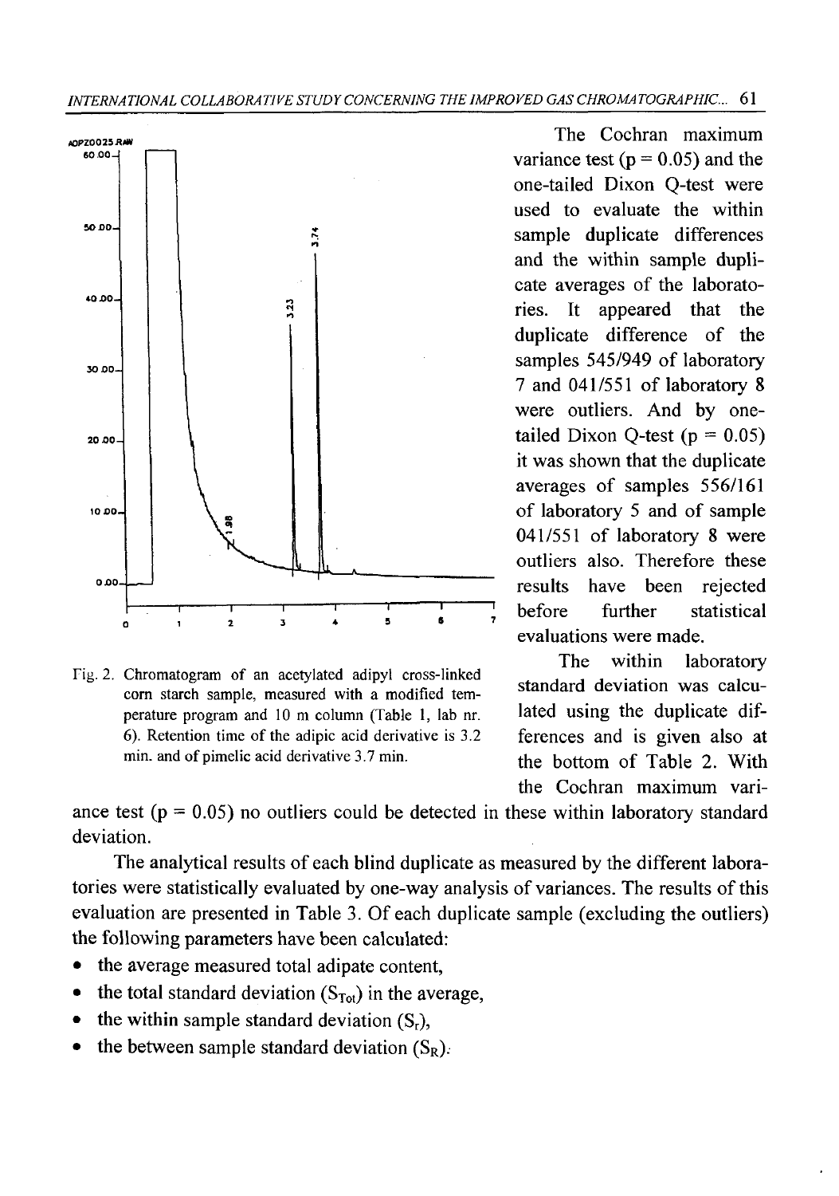Fig. 2. Chromatogram of an acetylated adipyl cross-linked corn starch sample, measured with a modified temperature program and 10 m column (Table 1, lab nr. 6). Retention time of the adipic acid derivative is 3.2 min. and of pimelic acid derivative 3.7 min.

The Cochran maximum variance test ($p = 0.05$) and the one-tailed Dixon Q-test were used to evaluate the within sample duplicate differences and the within sample duplicate averages of the laboratories. It appeared that the duplicate difference of the samples 545/949 of laboratory 7 and 041/551 of laboratory 8 were outliers. And by one-tailed Dixon Q-test ($p = 0.05$) it was shown that the duplicate averages of samples 556/161 of laboratory 5 and of sample 041/551 of laboratory 8 were outliers also. Therefore these results have been rejected before further statistical evaluations were made.

The within laboratory standard deviation was calculated using the duplicate differences and is given also at the bottom of Table 2. With the Cochran maximum variance test ($p = 0.05$) no outliers could be detected in these within laboratory standard deviation.

The analytical results of each blind duplicate as measured by the different laboratories were statistically evaluated by one-way analysis of variances. The results of this evaluation are presented in Table 3. Of each duplicate sample (excluding the outliers) the following parameters have been calculated:

- the average measured total adipate content,
- the total standard deviation ($S_{Tot}$) in the average,
- the within sample standard deviation ($S_r$),
- the between sample standard deviation ($S_R$).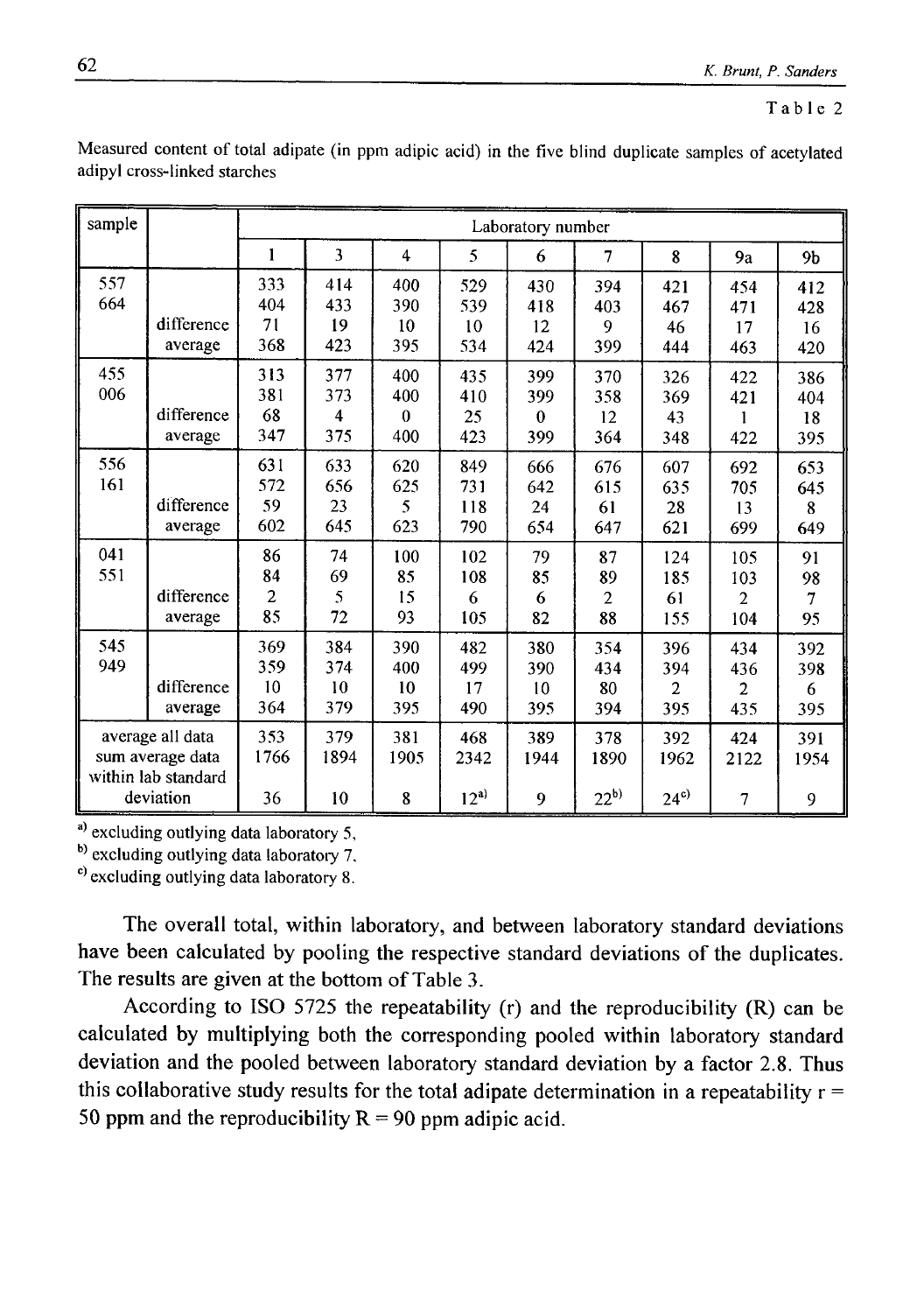Table 2

Measured content of total adipate (in ppm adipic acid) in the five blind duplicate samples of acetylated adipyl cross-linked starches

| sample | | Laboratory number | | | | | | | | |
|---|---|---|---|---|---|---|---|---|---|---|
| | | 1 | 3 | 4 | 5 | 6 | 7 | 8 | 9a | 9b |
| 557 | | 333 | 414 | 400 | 529 | 430 | 394 | 421 | 454 | 412 |
| 664 | | 404 | 433 | 390 | 539 | 418 | 403 | 467 | 471 | 428 |
| | difference | 71 | 19 | 10 | 10 | 12 | 9 | 46 | 17 | 16 |
| | average | 368 | 423 | 395 | 534 | 424 | 399 | 444 | 463 | 420 |
| 455 | | 313 | 377 | 400 | 435 | 399 | 370 | 326 | 422 | 386 |
| 006 | | 381 | 373 | 400 | 410 | 399 | 358 | 369 | 421 | 404 |
| | difference | 68 | 4 | 0 | 25 | 0 | 12 | 43 | 1 | 18 |
| | average | 347 | 375 | 400 | 423 | 399 | 364 | 348 | 422 | 395 |
| 556 | | 631 | 633 | 620 | 849 | 666 | 676 | 607 | 692 | 653 |
| 161 | | 572 | 656 | 625 | 731 | 642 | 615 | 635 | 705 | 645 |
| | difference | 59 | 23 | 5 | 118 | 24 | 61 | 28 | 13 | 8 |
| | average | 602 | 645 | 623 | 790 | 654 | 647 | 621 | 699 | 649 |
| 041 | | 86 | 74 | 100 | 102 | 79 | 87 | 124 | 105 | 91 |
| 551 | | 84 | 69 | 85 | 108 | 85 | 89 | 185 | 103 | 98 |
| | difference | 2 | 5 | 15 | 6 | 6 | 2 | 61 | 2 | 7 |
| | average | 85 | 72 | 93 | 105 | 82 | 88 | 155 | 104 | 95 |
| 545 | | 369 | 384 | 390 | 482 | 380 | 354 | 396 | 434 | 392 |
| 949 | | 359 | 374 | 400 | 499 | 390 | 434 | 394 | 436 | 398 |
| | difference | 10 | 10 | 10 | 17 | 10 | 80 | 2 | 2 | 6 |
| | average | 364 | 379 | 395 | 490 | 395 | 394 | 395 | 435 | 395 |
| average all data | | 353 | 379 | 381 | 468 | 389 | 378 | 392 | 424 | 391 |
| sum average data | | 1766 | 1894 | 1905 | 2342 | 1944 | 1890 | 1962 | 2122 | 1954 |
| within lab standard deviation | | 36 | 10 | 8 | 12[a] | 9 | 22[b] | 24[c] | 7 | 9 |

[a] excluding outlying data laboratory 5,
[b] excluding outlying data laboratory 7,
[c] excluding outlying data laboratory 8.

The overall total, within laboratory, and between laboratory standard deviations have been calculated by pooling the respective standard deviations of the duplicates. The results are given at the bottom of Table 3.

According to ISO 5725 the repeatability (r) and the reproducibility (R) can be calculated by multiplying both the corresponding pooled within laboratory standard deviation and the pooled between laboratory standard deviation by a factor 2.8. Thus this collaborative study results for the total adipate determination in a repeatability r = 50 ppm and the reproducibility R = 90 ppm adipic acid.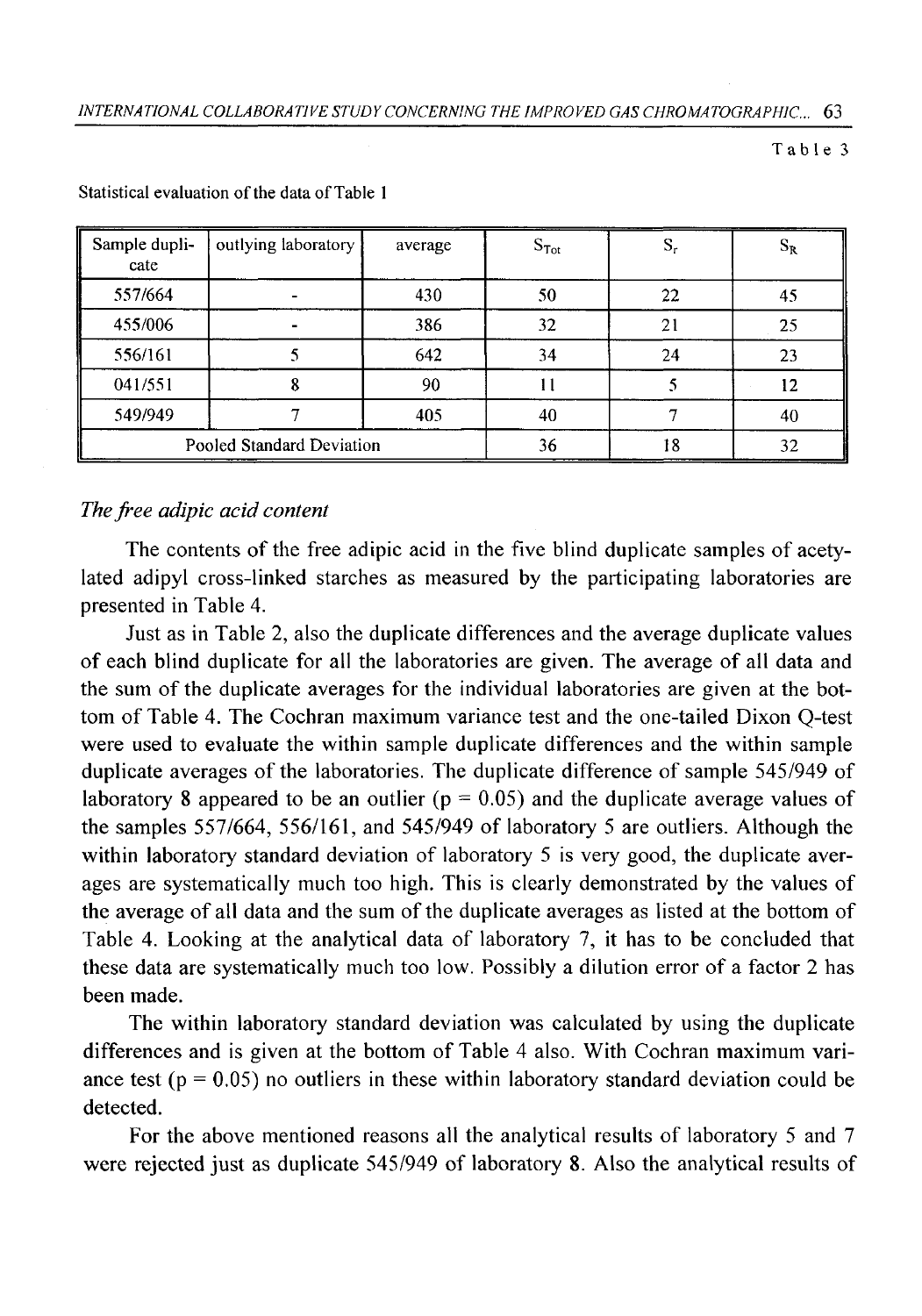Table 3

Statistical evaluation of the data of Table 1

| Sample duplicate | outlying laboratory | average | $S_{Tot}$ | $S_r$ | $S_R$ |
|---|---|---|---|---|---|
| 557/664 | - | 430 | 50 | 22 | 45 |
| 455/006 | - | 386 | 32 | 21 | 25 |
| 556/161 | 5 | 642 | 34 | 24 | 23 |
| 041/551 | 8 | 90 | 11 | 5 | 12 |
| 549/949 | 7 | 405 | 40 | 7 | 40 |
| Pooled Standard Deviation | | | 36 | 18 | 32 |

*The free adipic acid content*

The contents of the free adipic acid in the five blind duplicate samples of acetylated adipyl cross-linked starches as measured by the participating laboratories are presented in Table 4.

Just as in Table 2, also the duplicate differences and the average duplicate values of each blind duplicate for all the laboratories are given. The average of all data and the sum of the duplicate averages for the individual laboratories are given at the bottom of Table 4. The Cochran maximum variance test and the one-tailed Dixon Q-test were used to evaluate the within sample duplicate differences and the within sample duplicate averages of the laboratories. The duplicate difference of sample 545/949 of laboratory 8 appeared to be an outlier ($p = 0.05$) and the duplicate average values of the samples 557/664, 556/161, and 545/949 of laboratory 5 are outliers. Although the within laboratory standard deviation of laboratory 5 is very good, the duplicate averages are systematically much too high. This is clearly demonstrated by the values of the average of all data and the sum of the duplicate averages as listed at the bottom of Table 4. Looking at the analytical data of laboratory 7, it has to be concluded that these data are systematically much too low. Possibly a dilution error of a factor 2 has been made.

The within laboratory standard deviation was calculated by using the duplicate differences and is given at the bottom of Table 4 also. With Cochran maximum variance test ($p = 0.05$) no outliers in these within laboratory standard deviation could be detected.

For the above mentioned reasons all the analytical results of laboratory 5 and 7 were rejected just as duplicate 545/949 of laboratory 8. Also the analytical results of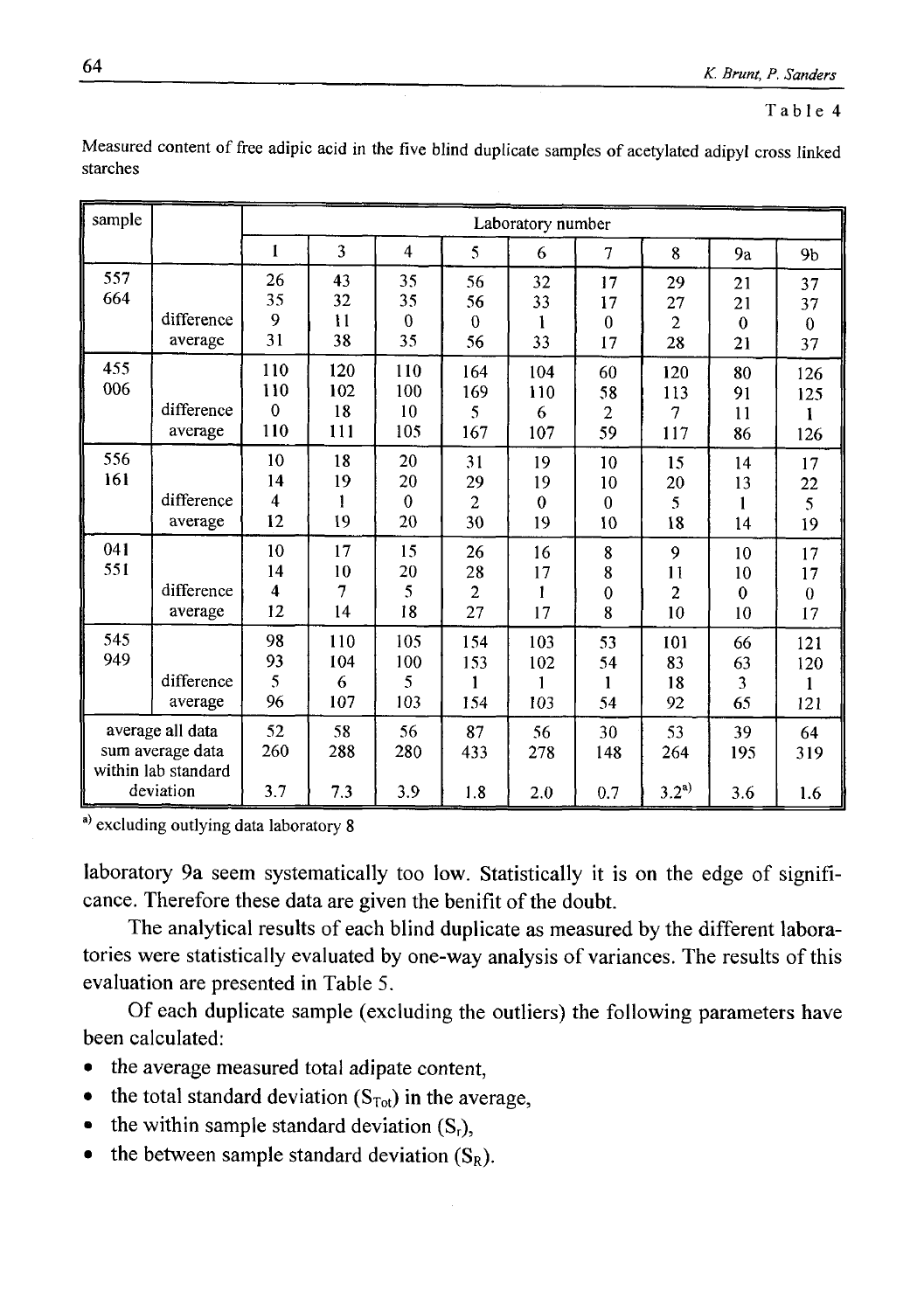Table 4

Measured content of free adipic acid in the five blind duplicate samples of acetylated adipyl cross linked starches

| sample | | Laboratory number | | | | | | | | |
|---|---|---|---|---|---|---|---|---|---|---|
| | | 1 | 3 | 4 | 5 | 6 | 7 | 8 | 9a | 9b |
| 557 | | 26 | 43 | 35 | 56 | 32 | 17 | 29 | 21 | 37 |
| 664 | | 35 | 32 | 35 | 56 | 33 | 17 | 27 | 21 | 37 |
| | difference | 9 | 11 | 0 | 0 | 1 | 0 | 2 | 0 | 0 |
| | average | 31 | 38 | 35 | 56 | 33 | 17 | 28 | 21 | 37 |
| 455 | | 110 | 120 | 110 | 164 | 104 | 60 | 120 | 80 | 126 |
| 006 | | 110 | 102 | 100 | 169 | 110 | 58 | 113 | 91 | 125 |
| | difference | 0 | 18 | 10 | 5 | 6 | 2 | 7 | 11 | 1 |
| | average | 110 | 111 | 105 | 167 | 107 | 59 | 117 | 86 | 126 |
| 556 | | 10 | 18 | 20 | 31 | 19 | 10 | 15 | 14 | 17 |
| 161 | | 14 | 19 | 20 | 29 | 19 | 10 | 20 | 13 | 22 |
| | difference | 4 | 1 | 0 | 2 | 0 | 0 | 5 | 1 | 5 |
| | average | 12 | 19 | 20 | 30 | 19 | 10 | 18 | 14 | 19 |
| 041 | | 10 | 17 | 15 | 26 | 16 | 8 | 9 | 10 | 17 |
| 551 | | 14 | 10 | 20 | 28 | 17 | 8 | 11 | 10 | 17 |
| | difference | 4 | 7 | 5 | 2 | 1 | 0 | 2 | 0 | 0 |
| | average | 12 | 14 | 18 | 27 | 17 | 8 | 10 | 10 | 17 |
| 545 | | 98 | 110 | 105 | 154 | 103 | 53 | 101 | 66 | 121 |
| 949 | | 93 | 104 | 100 | 153 | 102 | 54 | 83 | 63 | 120 |
| | difference | 5 | 6 | 5 | 1 | 1 | 1 | 18 | 3 | 1 |
| | average | 96 | 107 | 103 | 154 | 103 | 54 | 92 | 65 | 121 |
| average all data | | 52 | 58 | 56 | 87 | 56 | 30 | 53 | 39 | 64 |
| sum average data | | 260 | 288 | 280 | 433 | 278 | 148 | 264 | 195 | 319 |
| within lab standard deviation | | 3.7 | 7.3 | 3.9 | 1.8 | 2.0 | 0.7 | 3.2[a)] | 3.6 | 1.6 |

[a)] excluding outlying data laboratory 8

laboratory 9a seem systematically too low. Statistically it is on the edge of significance. Therefore these data are given the benifit of the doubt.

The analytical results of each blind duplicate as measured by the different laboratories were statistically evaluated by one-way analysis of variances. The results of this evaluation are presented in Table 5.

Of each duplicate sample (excluding the outliers) the following parameters have been calculated:

- the average measured total adipate content,
- the total standard deviation ($S_{Tot}$) in the average,
- the within sample standard deviation ($S_r$),
- the between sample standard deviation ($S_R$).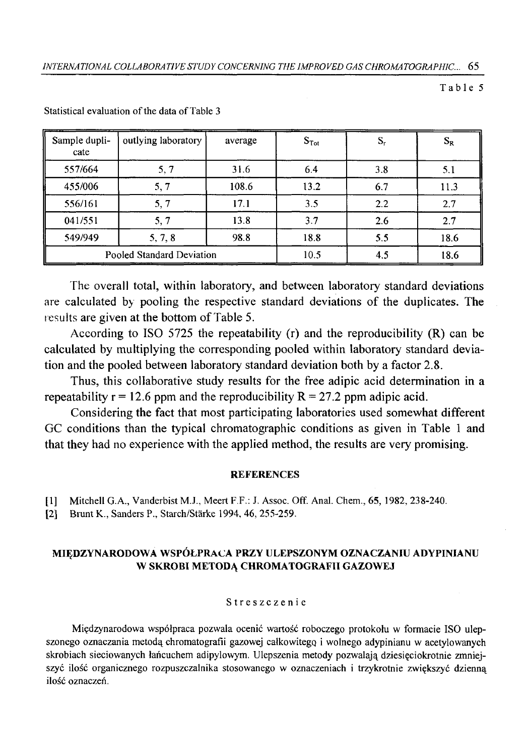Table 5

Statistical evaluation of the data of Table 3

| Sample duplicate | outlying laboratory | average | $S_{Tot}$ | $S_r$ | $S_R$ |
|---|---|---|---|---|---|
| 557/664 | 5, 7 | 31.6 | 6.4 | 3.8 | 5.1 |
| 455/006 | 5, 7 | 108.6 | 13.2 | 6.7 | 11.3 |
| 556/161 | 5, 7 | 17.1 | 3.5 | 2.2 | 2.7 |
| 041/551 | 5, 7 | 13.8 | 3.7 | 2.6 | 2.7 |
| 549/949 | 5, 7, 8 | 98.8 | 18.8 | 5.5 | 18.6 |
| Pooled Standard Deviation | | | 10.5 | 4.5 | 18.6 |

The overall total, within laboratory, and between laboratory standard deviations are calculated by pooling the respective standard deviations of the duplicates. The results are given at the bottom of Table 5.

According to ISO 5725 the repeatability (r) and the reproducibility (R) can be calculated by multiplying the corresponding pooled within laboratory standard deviation and the pooled between laboratory standard deviation both by a factor 2.8.

Thus, this collaborative study results for the free adipic acid determination in a repeatability r = 12.6 ppm and the reproducibility R = 27.2 ppm adipic acid.

Considering the fact that most participating laboratories used somewhat different GC conditions than the typical chromatographic conditions as given in Table 1 and that they had no experience with the applied method, the results are very promising.

## REFERENCES

[1] Mitchell G.A., Vanderbist M.J., Meert F.F.: J. Assoc. Off. Anal. Chem., **65**, 1982, 238-240.

[2] Brunt K., Sanders P., Starch/Stärke 1994, 46, 255-259.

## MIĘDZYNARODOWA WSPÓŁPRACA PRZY ULEPSZONYM OZNACZANIU ADYPINIANU W SKROBI METODĄ CHROMATOGRAFII GAZOWEJ

### Streszczenie

Międzynarodowa współpraca pozwala ocenić wartość roboczego protokołu w formacie ISO ulepszonego oznaczania metodą chromatografii gazowej całkowitego i wolnego adypinianu w acetylowanych skrobiach sieciowanych łańcuchem adipylowym. Ulepszenia metody pozwalają dziesięciokrotnie zmniejszyć ilość organicznego rozpuszczalnika stosowanego w oznaczeniach i trzykrotnie zwiększyć dzienną ilość oznaczeń.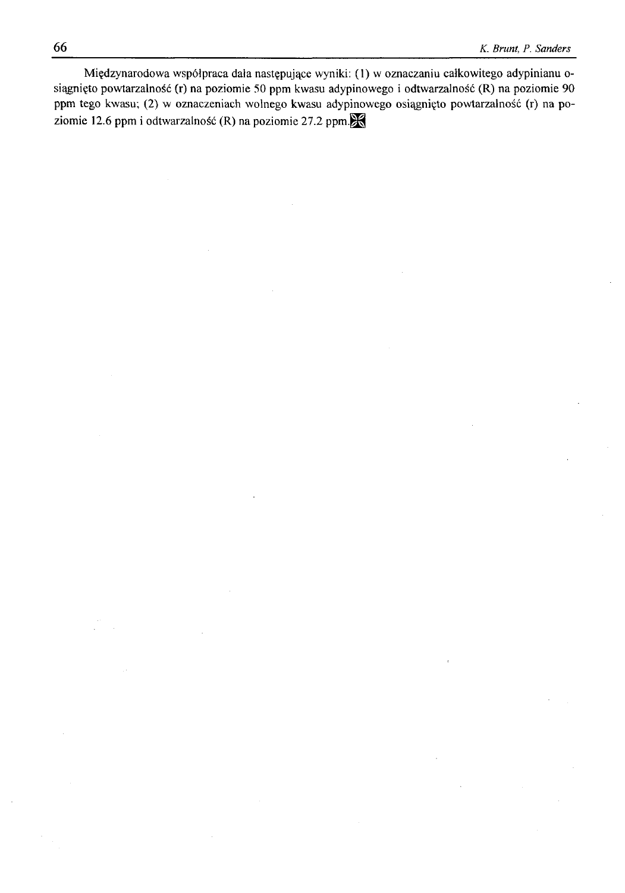Międzynarodowa współpraca dała następujące wyniki: (1) w oznaczaniu całkowitego adypinianu osiągnięto powtarzalność (r) na poziomie 50 ppm kwasu adypinowego i odtwarzalność (R) na poziomie 90 ppm tego kwasu; (2) w oznaczeniach wolnego kwasu adypinowego osiągnięto powtarzalność (r) na poziomie 12.6 ppm i odtwarzalność (R) na poziomie 27.2 ppm.